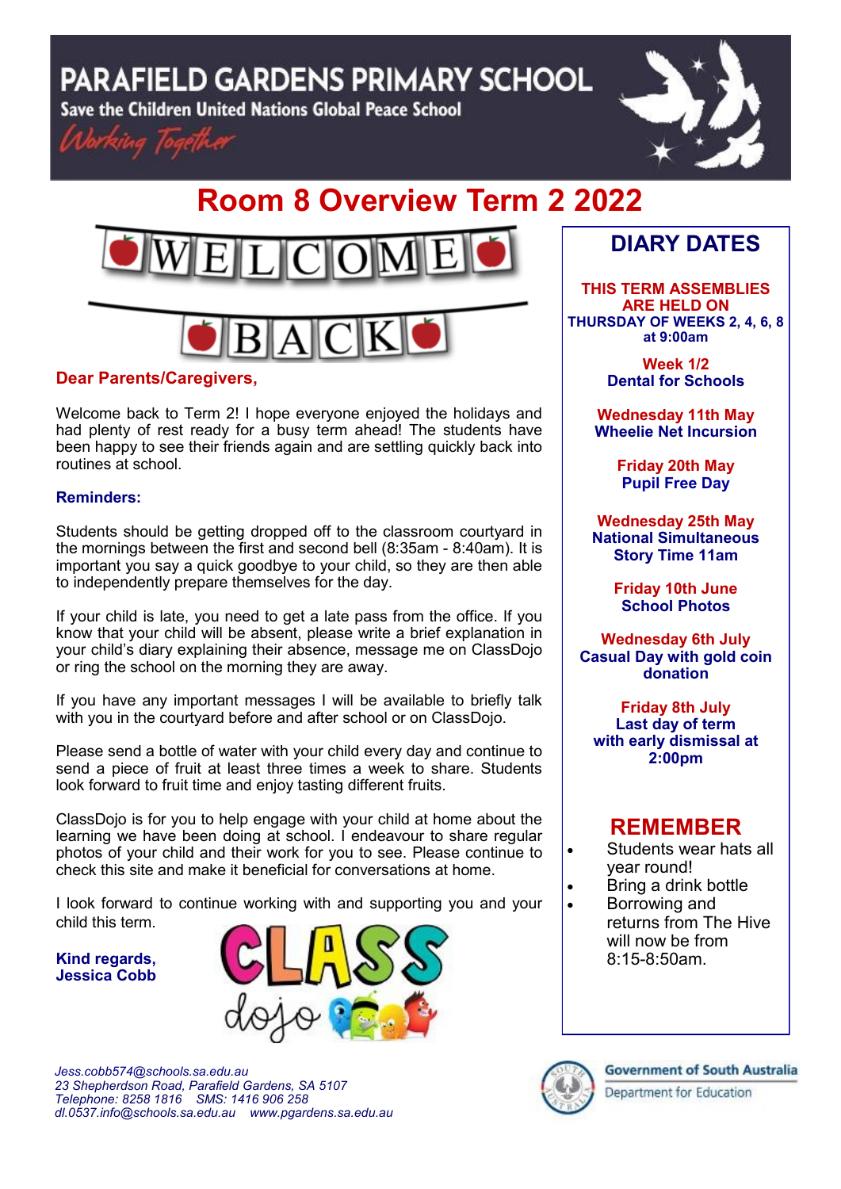# PARAFIELD GARDENS PRIMARY SCHOOL

Save the Children United Nations Global Peace School

*Working Together*

# Room 8 Overview Term 2 2022

WELCOME BACK

**Dear Parents/Caregivers,**

Welcome back to Term 2! I hope everyone enjoyed the holidays and had plenty of rest ready for a busy term ahead! The students have been happy to see their friends again and are settling quickly back into routines at school.

**Reminders:**

Students should be getting dropped off to the classroom courtyard in the mornings between the first and second bell (8:35am - 8:40am). It is important you say a quick goodbye to your child, so they are then able to independently prepare themselves for the day.

If your child is late, you need to get a late pass from the office. If you know that your child will be absent, please write a brief explanation in your child's diary explaining their absence, message me on ClassDojo or ring the school on the morning they are away.

If you have any important messages I will be available to briefly talk with you in the courtyard before and after school or on ClassDojo.

Please send a bottle of water with your child every day and continue to send a piece of fruit at least three times a week to share. Students look forward to fruit time and enjoy tasting different fruits.

ClassDojo is for you to help engage with your child at home about the learning we have been doing at school. I endeavour to share regular photos of your child and their work for you to see. Please continue to check this site and make it beneficial for conversations at home.

I look forward to continue working with and supporting you and your child this term.

**Kind regards,**
**Jessica Cobb**

## DIARY DATES

**THIS TERM ASSEMBLIES ARE HELD ON THURSDAY OF WEEKS 2, 4, 6, 8 at 9:00am**

**Week 1/2**
**Dental for Schools**

**Wednesday 11th May**
**Wheelie Net Incursion**

**Friday 20th May**
**Pupil Free Day**

**Wednesday 25th May**
**National Simultaneous Story Time 11am**

**Friday 10th June**
**School Photos**

**Wednesday 6th July**
**Casual Day with gold coin donation**

**Friday 8th July**
**Last day of term with early dismissal at 2:00pm**

## REMEMBER

- Students wear hats all year round!
- Bring a drink bottle
- Borrowing and returns from The Hive will now be from 8:15-8:50am.

*Jess.cobb574@schools.sa.edu.au*
*23 Shepherdson Road, Parafield Gardens, SA 5107*
*Telephone: 8258 1816 SMS: 1416 906 258*
*dl.0537.info@schools.sa.edu.au www.pgardens.sa.edu.au*

Government of South Australia
Department for Education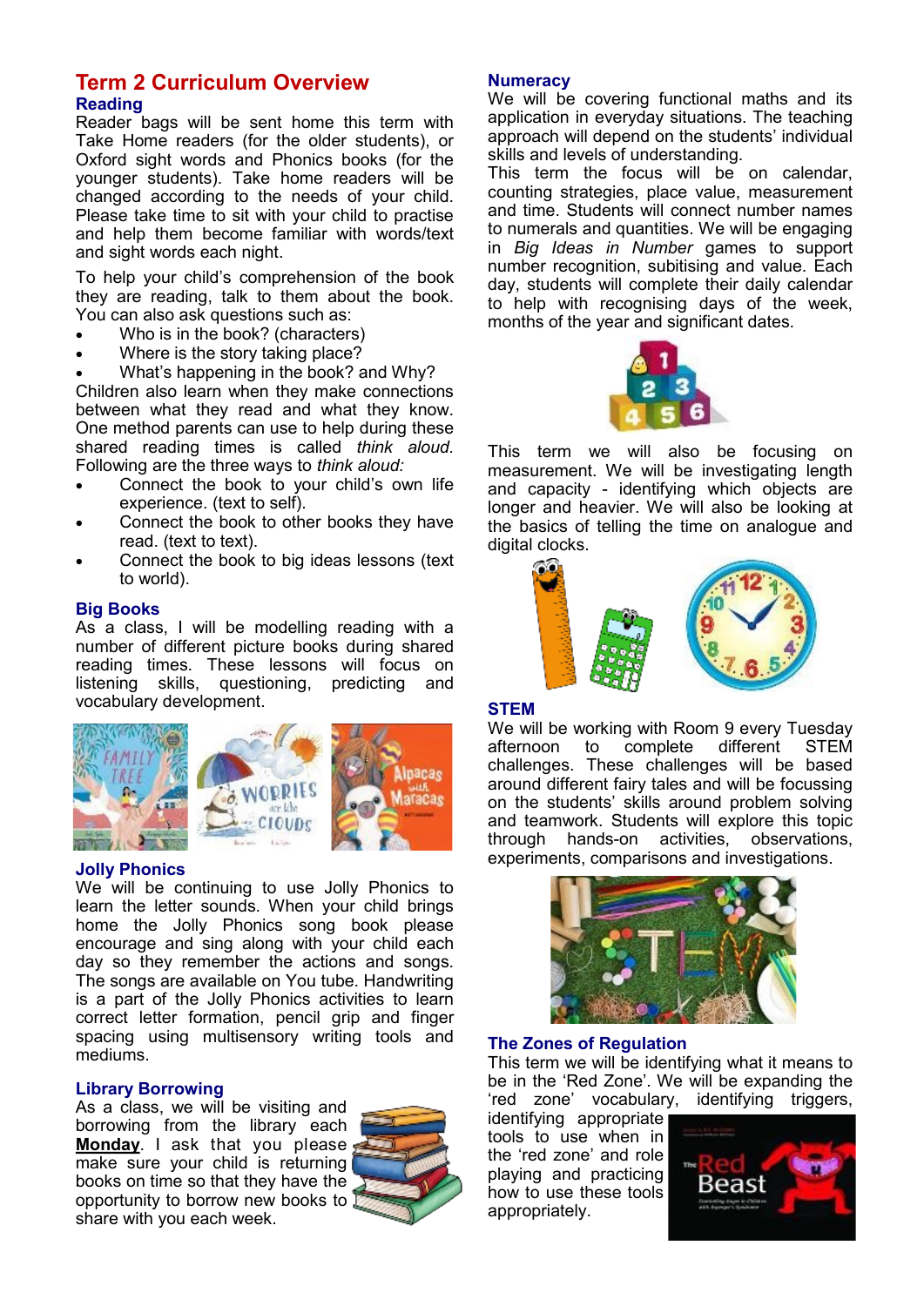# Term 2 Curriculum Overview

## Reading

Reader bags will be sent home this term with Take Home readers (for the older students), or Oxford sight words and Phonics books (for the younger students). Take home readers will be changed according to the needs of your child. Please take time to sit with your child to practise and help them become familiar with words/text and sight words each night.

To help your child's comprehension of the book they are reading, talk to them about the book. You can also ask questions such as:

- Who is in the book? (characters)
- Where is the story taking place?
- What's happening in the book? and Why?

Children also learn when they make connections between what they read and what they know. One method parents can use to help during these shared reading times is called *think aloud.* Following are the three ways to *think aloud:*

- Connect the book to your child's own life experience. (text to self).
- Connect the book to other books they have read. (text to text).
- Connect the book to big ideas lessons (text to world).

## Big Books

As a class, I will be modelling reading with a number of different picture books during shared reading times. These lessons will focus on listening skills, questioning, predicting and vocabulary development.

## Jolly Phonics

We will be continuing to use Jolly Phonics to learn the letter sounds. When your child brings home the Jolly Phonics song book please encourage and sing along with your child each day so they remember the actions and songs. The songs are available on You tube. Handwriting is a part of the Jolly Phonics activities to learn correct letter formation, pencil grip and finger spacing using multisensory writing tools and mediums.

## Library Borrowing

As a class, we will be visiting and borrowing from the library each **Monday**. I ask that you please make sure your child is returning books on time so that they have the opportunity to borrow new books to share with you each week.

## Numeracy

We will be covering functional maths and its application in everyday situations. The teaching approach will depend on the students' individual skills and levels of understanding.

This term the focus will be on calendar, counting strategies, place value, measurement and time. Students will connect number names to numerals and quantities. We will be engaging in *Big Ideas in Number* games to support number recognition, subitising and value. Each day, students will complete their daily calendar to help with recognising days of the week, months of the year and significant dates.

This term we will also be focusing on measurement. We will be investigating length and capacity - identifying which objects are longer and heavier. We will also be looking at the basics of telling the time on analogue and digital clocks.

## STEM

We will be working with Room 9 every Tuesday afternoon to complete different STEM challenges. These challenges will be based around different fairy tales and will be focussing on the students' skills around problem solving and teamwork. Students will explore this topic through hands-on activities, observations, experiments, comparisons and investigations.

## The Zones of Regulation

This term we will be identifying what it means to be in the 'Red Zone'. We will be expanding the 'red zone' vocabulary, identifying triggers, identifying appropriate tools to use when in the 'red zone' and role playing and practicing how to use these tools appropriately.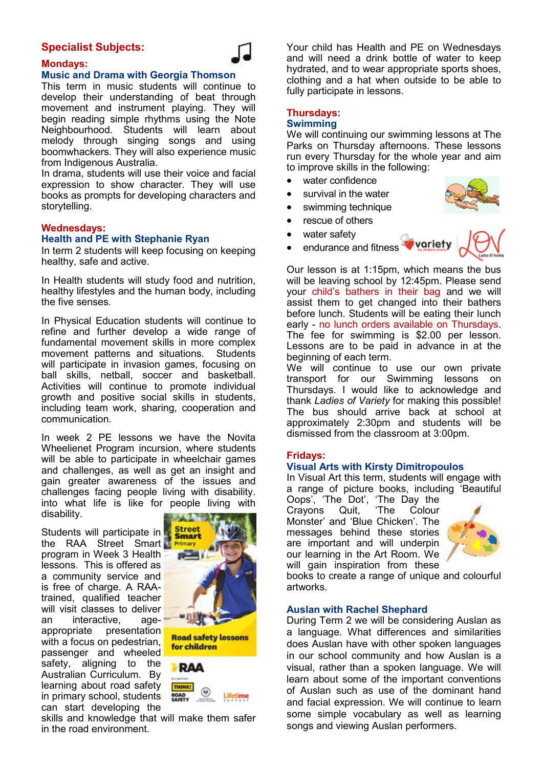## Specialist Subjects:

### Mondays:

### Music and Drama with Georgia Thomson

This term in music students will continue to develop their understanding of beat through movement and instrument playing. They will begin reading simple rhythms using the Note Neighbourhood. Students will learn about melody through singing songs and using boomwhackers. They will also experience music from Indigenous Australia.
In drama, students will use their voice and facial expression to show character. They will use books as prompts for developing characters and storytelling.

### Wednesdays:

### Health and PE with Stephanie Ryan

In term 2 students will keep focusing on keeping healthy, safe and active.

In Health students will study food and nutrition, healthy lifestyles and the human body, including the five senses.

In Physical Education students will continue to refine and further develop a wide range of fundamental movement skills in more complex movement patterns and situations. Students will participate in invasion games, focusing on ball skills, netball, soccer and basketball. Activities will continue to promote individual growth and positive social skills in students, including team work, sharing, cooperation and communication.

In week 2 PE lessons we have the Novita Wheelienet Program incursion, where students will be able to participate in wheelchair games and challenges, as well as get an insight and gain greater awareness of the issues and challenges facing people living with disability. into what life is like for people living with disability.

Students will participate in the RAA Street Smart program in Week 3 Health lessons. This is offered as a community service and is free of charge. A RAA-trained, qualified teacher will visit classes to deliver an interactive, age-appropriate presentation with a focus on pedestrian, passenger and wheeled safety, aligning to the Australian Curriculum. By learning about road safety in primary school, students can start developing the skills and knowledge that will make them safer in the road environment.

Your child has Health and PE on Wednesdays and will need a drink bottle of water to keep hydrated, and to wear appropriate sports shoes, clothing and a hat when outside to be able to fully participate in lessons.

### Thursdays:

### Swimming

We will continuing our swimming lessons at The Parks on Thursday afternoons. These lessons run every Thursday for the whole year and aim to improve skills in the following:

- water confidence
- survival in the water
- swimming technique
- rescue of others
- water safety
- endurance and fitness

Our lesson is at 1:15pm, which means the bus will be leaving school by 12:45pm. Please send your child's bathers in their bag and we will assist them to get changed into their bathers before lunch. Students will be eating their lunch early - no lunch orders available on Thursdays. The fee for swimming is $2.00 per lesson. Lessons are to be paid in advance in at the beginning of each term.
We will continue to use our own private transport for our Swimming lessons on Thursdays. I would like to acknowledge and thank *Ladies of Variety* for making this possible! The bus should arrive back at school at approximately 2:30pm and students will be dismissed from the classroom at 3:00pm.

### Fridays:

### Visual Arts with Kirsty Dimitropoulos

In Visual Art this term, students will engage with a range of picture books, including 'Beautiful Oops', 'The Dot', 'The Day the Crayons Quit, 'The Colour Monster' and 'Blue Chicken'. The messages behind these stories are important and will underpin our learning in the Art Room. We will gain inspiration from these books to create a range of unique and colourful artworks.

### Auslan with Rachel Shephard

During Term 2 we will be considering Auslan as a language. What differences and similarities does Auslan have with other spoken languages in our school community and how Auslan is a visual, rather than a spoken language. We will learn about some of the important conventions of Auslan such as use of the dominant hand and facial expression. We will continue to learn some simple vocabulary as well as learning songs and viewing Auslan performers.